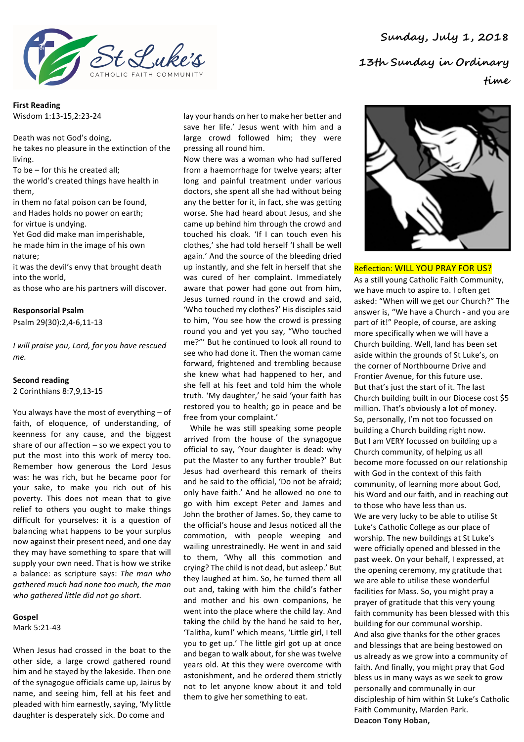St Luke's
CATHOLIC FAITH COMMUNITY

**Sunday, July 1, 2018**

**13th Sunday in Ordinary time**

**First Reading**
Wisdom 1:13-15,2:23-24

Death was not God's doing,
he takes no pleasure in the extinction of the living.
To be – for this he created all;
the world's created things have health in them,
in them no fatal poison can be found,
and Hades holds no power on earth;
for virtue is undying.
Yet God did make man imperishable,
he made him in the image of his own nature;
it was the devil's envy that brought death into the world,
as those who are his partners will discover.

**Responsorial Psalm**
Psalm 29(30):2,4-6,11-13

*I will praise you, Lord, for you have rescued me.*

**Second reading**
2 Corinthians 8:7,9,13-15

You always have the most of everything – of faith, of eloquence, of understanding, of keenness for any cause, and the biggest share of our affection – so we expect you to put the most into this work of mercy too. Remember how generous the Lord Jesus was: he was rich, but he became poor for your sake, to make you rich out of his poverty. This does not mean that to give relief to others you ought to make things difficult for yourselves: it is a question of balancing what happens to be your surplus now against their present need, and one day they may have something to spare that will supply your own need. That is how we strike a balance: as scripture says: *The man who gathered much had none too much, the man who gathered little did not go short.*

**Gospel**
Mark 5:21-43

When Jesus had crossed in the boat to the other side, a large crowd gathered round him and he stayed by the lakeside. Then one of the synagogue officials came up, Jairus by name, and seeing him, fell at his feet and pleaded with him earnestly, saying, 'My little daughter is desperately sick. Do come and lay your hands on her to make her better and save her life.' Jesus went with him and a large crowd followed him; they were pressing all round him.
Now there was a woman who had suffered from a haemorrhage for twelve years; after long and painful treatment under various doctors, she spent all she had without being any the better for it, in fact, she was getting worse. She had heard about Jesus, and she came up behind him through the crowd and touched his cloak. 'If I can touch even his clothes,' she had told herself 'I shall be well again.' And the source of the bleeding dried up instantly, and she felt in herself that she was cured of her complaint. Immediately aware that power had gone out from him, Jesus turned round in the crowd and said, 'Who touched my clothes?' His disciples said to him, 'You see how the crowd is pressing round you and yet you say, "Who touched me?"' But he continued to look all round to see who had done it. Then the woman came forward, frightened and trembling because she knew what had happened to her, and she fell at his feet and told him the whole truth. 'My daughter,' he said 'your faith has restored you to health; go in peace and be free from your complaint.'

While he was still speaking some people arrived from the house of the synagogue official to say, 'Your daughter is dead: why put the Master to any further trouble?' But Jesus had overheard this remark of theirs and he said to the official, 'Do not be afraid; only have faith.' And he allowed no one to go with him except Peter and James and John the brother of James. So, they came to the official's house and Jesus noticed all the commotion, with people weeping and wailing unrestrainedly. He went in and said to them, 'Why all this commotion and crying? The child is not dead, but asleep.' But they laughed at him. So, he turned them all out and, taking with him the child's father and mother and his own companions, he went into the place where the child lay. And taking the child by the hand he said to her, 'Talitha, kum!' which means, 'Little girl, I tell you to get up.' The little girl got up at once and began to walk about, for she was twelve years old. At this they were overcome with astonishment, and he ordered them strictly not to let anyone know about it and told them to give her something to eat.

Reflection: WILL YOU PRAY FOR US?

As a still young Catholic Faith Community, we have much to aspire to. I often get asked: "When will we get our Church?" The answer is, "We have a Church - and you are part of it!" People, of course, are asking more specifically when we will have a Church building. Well, land has been set aside within the grounds of St Luke's, on the corner of Northbourne Drive and Frontier Avenue, for this future use.
But that's just the start of it. The last Church building built in our Diocese cost $5 million. That's obviously a lot of money.
So, personally, I'm not too focussed on building a Church building right now.
But I am VERY focussed on building up a Church community, of helping us all become more focussed on our relationship with God in the context of this faith community, of learning more about God, his Word and our faith, and in reaching out to those who have less than us.
We are very lucky to be able to utilise St Luke's Catholic College as our place of worship. The new buildings at St Luke's were officially opened and blessed in the past week. On your behalf, I expressed, at the opening ceremony, my gratitude that we are able to utilise these wonderful facilities for Mass. So, you might pray a prayer of gratitude that this very young faith community has been blessed with this building for our communal worship.
And also give thanks for the other graces and blessings that are being bestowed on us already as we grow into a community of faith. And finally, you might pray that God bless us in many ways as we seek to grow personally and communally in our discipleship of him within St Luke's Catholic Faith Community, Marden Park.
**Deacon Tony Hoban,**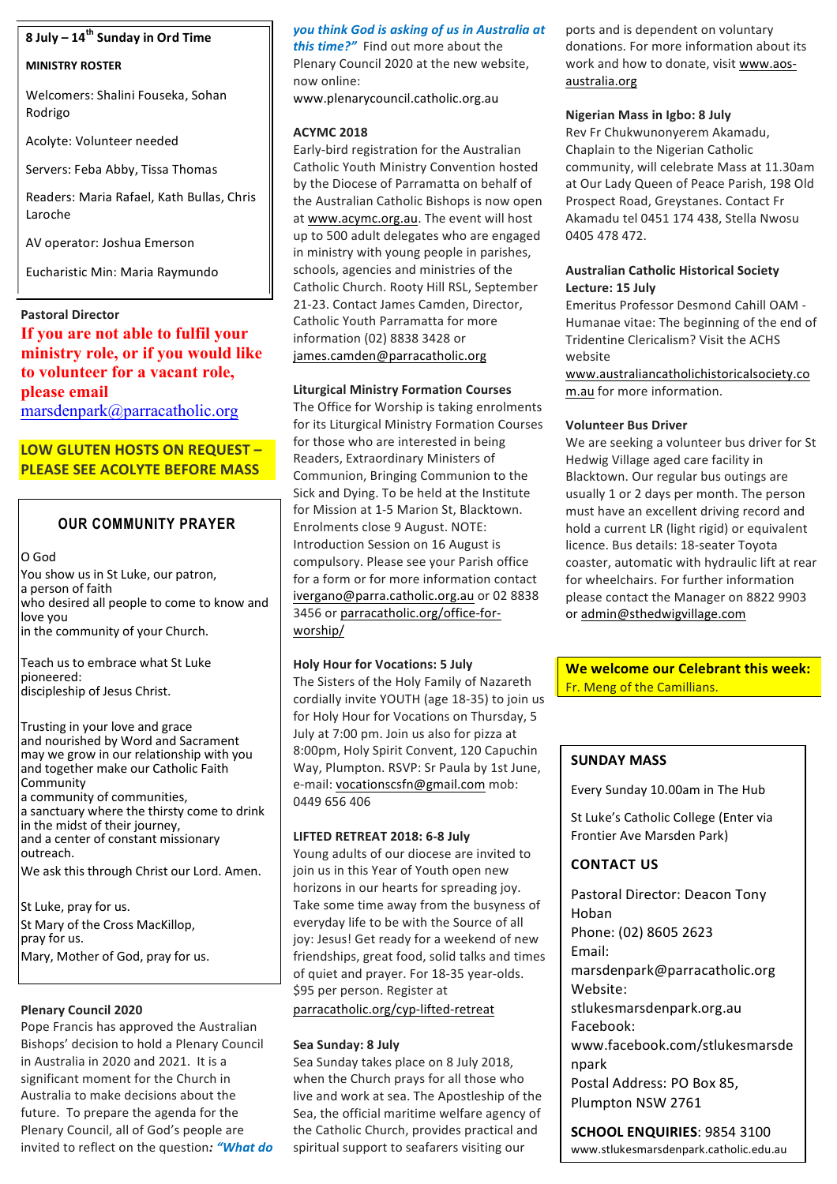**8 July – 14th Sunday in Ord Time**

**MINISTRY ROSTER**

Welcomers: Shalini Fouseka, Sohan Rodrigo

Acolyte: Volunteer needed

Servers: Feba Abby, Tissa Thomas

Readers: Maria Rafael, Kath Bullas, Chris Laroche

AV operator: Joshua Emerson

Eucharistic Min: Maria Raymundo

**Pastoral Director**

**If you are not able to fulfil your ministry role, or if you would like to volunteer for a vacant role, please email** marsdenpark@parracatholic.org

**LOW GLUTEN HOSTS ON REQUEST – PLEASE SEE ACOLYTE BEFORE MASS**

## OUR COMMUNITY PRAYER

O God
You show us in St Luke, our patron,
a person of faith
who desired all people to come to know and love you
in the community of your Church.

Teach us to embrace what St Luke pioneered:
discipleship of Jesus Christ.

Trusting in your love and grace
and nourished by Word and Sacrament
may we grow in our relationship with you
and together make our Catholic Faith Community
a community of communities,
a sanctuary where the thirsty come to drink
in the midst of their journey,
and a center of constant missionary outreach.
We ask this through Christ our Lord. Amen.

St Luke, pray for us.
St Mary of the Cross MacKillop,
pray for us.
Mary, Mother of God, pray for us.

**Plenary Council 2020**

Pope Francis has approved the Australian Bishops' decision to hold a Plenary Council in Australia in 2020 and 2021. It is a significant moment for the Church in Australia to make decisions about the future. To prepare the agenda for the Plenary Council, all of God's people are invited to reflect on the question*: "What do you think God is asking of us in Australia at this time?"* Find out more about the Plenary Council 2020 at the new website, now online: www.plenarycouncil.catholic.org.au

**ACYMC 2018**

Early-bird registration for the Australian Catholic Youth Ministry Convention hosted by the Diocese of Parramatta on behalf of the Australian Catholic Bishops is now open at www.acymc.org.au. The event will host up to 500 adult delegates who are engaged in ministry with young people in parishes, schools, agencies and ministries of the Catholic Church. Rooty Hill RSL, September 21-23. Contact James Camden, Director, Catholic Youth Parramatta for more information (02) 8838 3428 or james.camden@parracatholic.org

**Liturgical Ministry Formation Courses**

The Office for Worship is taking enrolments for its Liturgical Ministry Formation Courses for those who are interested in being Readers, Extraordinary Ministers of Communion, Bringing Communion to the Sick and Dying. To be held at the Institute for Mission at 1-5 Marion St, Blacktown. Enrolments close 9 August. NOTE: Introduction Session on 16 August is compulsory. Please see your Parish office for a form or for more information contact ivergano@parra.catholic.org.au or 02 8838 3456 or parracatholic.org/office-for-worship/

**Holy Hour for Vocations: 5 July**

The Sisters of the Holy Family of Nazareth cordially invite YOUTH (age 18-35) to join us for Holy Hour for Vocations on Thursday, 5 July at 7:00 pm. Join us also for pizza at 8:00pm, Holy Spirit Convent, 120 Capuchin Way, Plumpton. RSVP: Sr Paula by 1st June, e-mail: vocationscsfn@gmail.com mob: 0449 656 406

**LIFTED RETREAT 2018: 6-8 July**

Young adults of our diocese are invited to join us in this Year of Youth open new horizons in our hearts for spreading joy. Take some time away from the busyness of everyday life to be with the Source of all joy: Jesus! Get ready for a weekend of new friendships, great food, solid talks and times of quiet and prayer. For 18-35 year-olds. $95 per person. Register at parracatholic.org/cyp-lifted-retreat

**Sea Sunday: 8 July**

Sea Sunday takes place on 8 July 2018, when the Church prays for all those who live and work at sea. The Apostleship of the Sea, the official maritime welfare agency of the Catholic Church, provides practical and spiritual support to seafarers visiting our ports and is dependent on voluntary donations. For more information about its work and how to donate, visit www.aos-australia.org

**Nigerian Mass in Igbo: 8 July**

Rev Fr Chukwunonyerem Akamadu, Chaplain to the Nigerian Catholic community, will celebrate Mass at 11.30am at Our Lady Queen of Peace Parish, 198 Old Prospect Road, Greystanes. Contact Fr Akamadu tel 0451 174 438, Stella Nwosu 0405 478 472.

**Australian Catholic Historical Society Lecture: 15 July**

Emeritus Professor Desmond Cahill OAM - Humanae vitae: The beginning of the end of Tridentine Clericalism? Visit the ACHS website www.australiancatholichistoricalsociety.com.au for more information.

**Volunteer Bus Driver**

We are seeking a volunteer bus driver for St Hedwig Village aged care facility in Blacktown. Our regular bus outings are usually 1 or 2 days per month. The person must have an excellent driving record and hold a current LR (light rigid) or equivalent licence. Bus details: 18-seater Toyota coaster, automatic with hydraulic lift at rear for wheelchairs. For further information please contact the Manager on 8822 9903 or admin@sthedwigvillage.com

**We welcome our Celebrant this week:**
Fr. Meng of the Camillians.

**SUNDAY MASS**

Every Sunday 10.00am in The Hub

St Luke's Catholic College (Enter via Frontier Ave Marsden Park)

**CONTACT US**

Pastoral Director: Deacon Tony Hoban
Phone: (02) 8605 2623
Email: marsdenpark@parracatholic.org
Website: stlukesmarsdenpark.org.au
Facebook: www.facebook.com/stlukesmarsdenpark
Postal Address: PO Box 85, Plumpton NSW 2761

**SCHOOL ENQUIRIES**: 9854 3100
www.stlukesmarsdenpark.catholic.edu.au